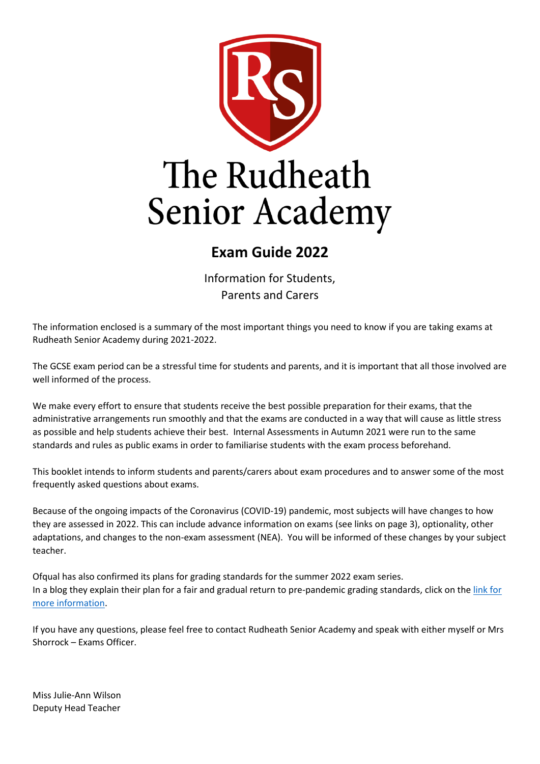# The Rudheath Senior Academy

## Exam Guide 2022

Information for Students, Parents and Carers

The information enclosed is a summary of the most important things you need to know if you are taking exams at Rudheath Senior Academy during 2021-2022.

The GCSE exam period can be a stressful time for students and parents, and it is important that all those involved are well informed of the process.

We make every effort to ensure that students receive the best possible preparation for their exams, that the administrative arrangements run smoothly and that the exams are conducted in a way that will cause as little stress as possible and help students achieve their best. Internal Assessments in Autumn 2021 were run to the same standards and rules as public exams in order to familiarise students with the exam process beforehand.

This booklet intends to inform students and parents/carers about exam procedures and to answer some of the most frequently asked questions about exams.

Because of the ongoing impacts of the Coronavirus (COVID-19) pandemic, most subjects will have changes to how they are assessed in 2022. This can include advance information on exams (see links on page 3), optionality, other adaptations, and changes to the non-exam assessment (NEA). You will be informed of these changes by your subject teacher.

Ofqual has also confirmed its plans for grading standards for the summer 2022 exam series.
In a blog they explain their plan for a fair and gradual return to pre-pandemic grading standards, click on the link for more information.

If you have any questions, please feel free to contact Rudheath Senior Academy and speak with either myself or Mrs Shorrock – Exams Officer.

Miss Julie-Ann Wilson
Deputy Head Teacher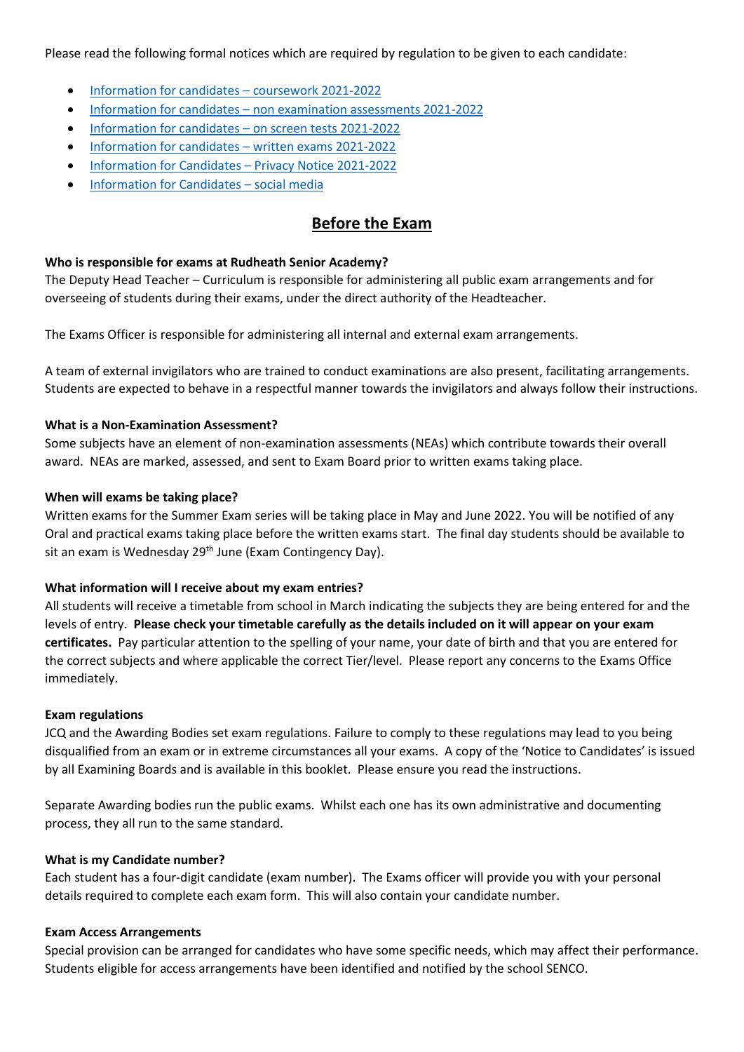Please read the following formal notices which are required by regulation to be given to each candidate:

- Information for candidates – coursework 2021-2022
- Information for candidates – non examination assessments 2021-2022
- Information for candidates – on screen tests 2021-2022
- Information for candidates – written exams 2021-2022
- Information for Candidates – Privacy Notice 2021-2022
- Information for Candidates – social media

## Before the Exam

**Who is responsible for exams at Rudheath Senior Academy?**

The Deputy Head Teacher – Curriculum is responsible for administering all public exam arrangements and for overseeing of students during their exams, under the direct authority of the Headteacher.

The Exams Officer is responsible for administering all internal and external exam arrangements.

A team of external invigilators who are trained to conduct examinations are also present, facilitating arrangements. Students are expected to behave in a respectful manner towards the invigilators and always follow their instructions.

**What is a Non-Examination Assessment?**

Some subjects have an element of non-examination assessments (NEAs) which contribute towards their overall award. NEAs are marked, assessed, and sent to Exam Board prior to written exams taking place.

**When will exams be taking place?**

Written exams for the Summer Exam series will be taking place in May and June 2022. You will be notified of any Oral and practical exams taking place before the written exams start. The final day students should be available to sit an exam is Wednesday 29th June (Exam Contingency Day).

**What information will I receive about my exam entries?**

All students will receive a timetable from school in March indicating the subjects they are being entered for and the levels of entry. **Please check your timetable carefully as the details included on it will appear on your exam certificates.** Pay particular attention to the spelling of your name, your date of birth and that you are entered for the correct subjects and where applicable the correct Tier/level. Please report any concerns to the Exams Office immediately.

**Exam regulations**

JCQ and the Awarding Bodies set exam regulations. Failure to comply to these regulations may lead to you being disqualified from an exam or in extreme circumstances all your exams. A copy of the 'Notice to Candidates' is issued by all Examining Boards and is available in this booklet. Please ensure you read the instructions.

Separate Awarding bodies run the public exams. Whilst each one has its own administrative and documenting process, they all run to the same standard.

**What is my Candidate number?**

Each student has a four-digit candidate (exam number). The Exams officer will provide you with your personal details required to complete each exam form. This will also contain your candidate number.

**Exam Access Arrangements**

Special provision can be arranged for candidates who have some specific needs, which may affect their performance. Students eligible for access arrangements have been identified and notified by the school SENCO.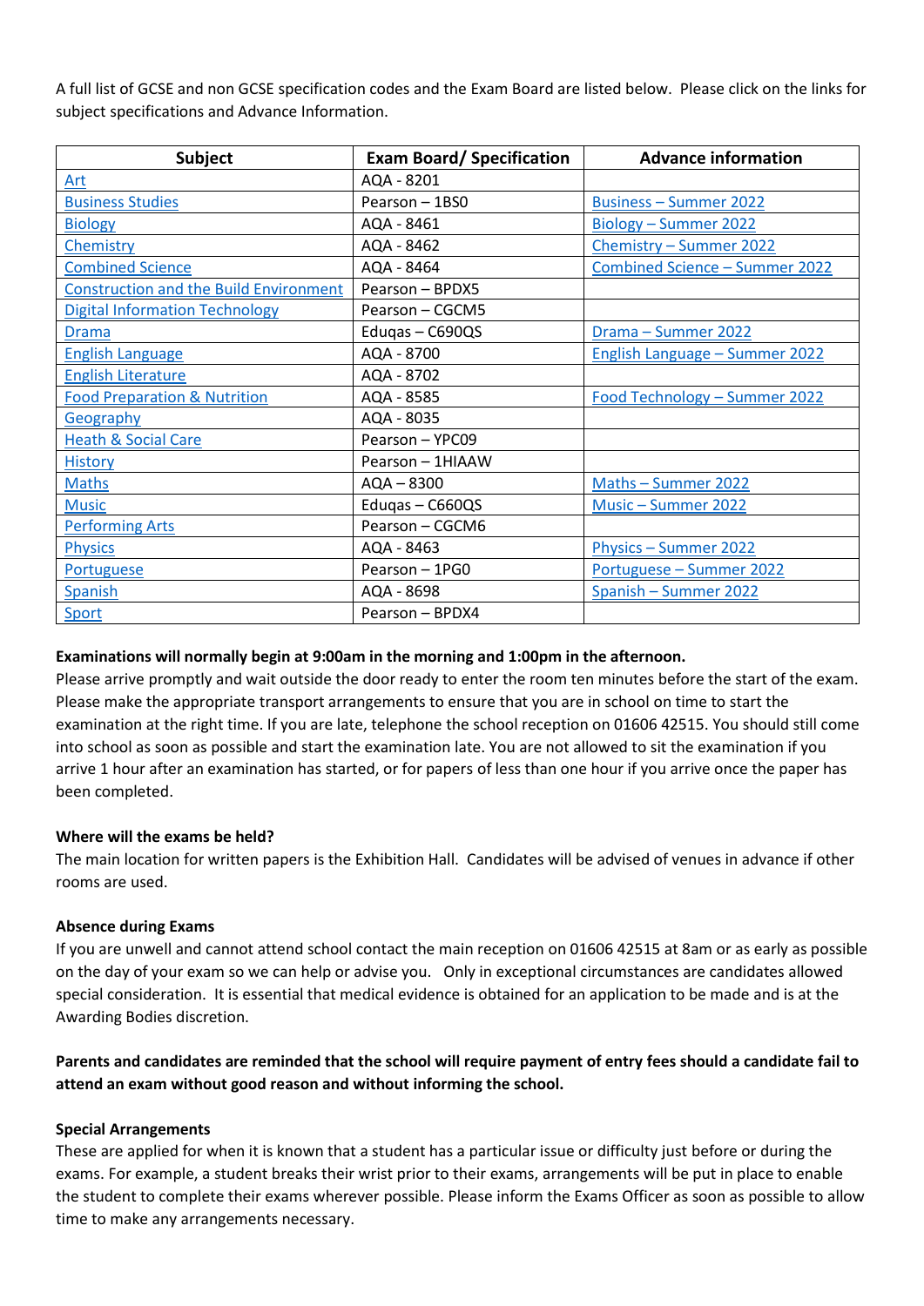A full list of GCSE and non GCSE specification codes and the Exam Board are listed below. Please click on the links for subject specifications and Advance Information.

| Subject | Exam Board/ Specification | Advance information |
|---|---|---|
| Art | AQA - 8201 | |
| Business Studies | Pearson – 1BS0 | Business – Summer 2022 |
| Biology | AQA - 8461 | Biology – Summer 2022 |
| Chemistry | AQA - 8462 | Chemistry – Summer 2022 |
| Combined Science | AQA - 8464 | Combined Science – Summer 2022 |
| Construction and the Build Environment | Pearson – BPDX5 | |
| Digital Information Technology | Pearson – CGCM5 | |
| Drama | Eduqas – C690QS | Drama – Summer 2022 |
| English Language | AQA - 8700 | English Language – Summer 2022 |
| English Literature | AQA - 8702 | |
| Food Preparation & Nutrition | AQA - 8585 | Food Technology – Summer 2022 |
| Geography | AQA - 8035 | |
| Heath & Social Care | Pearson – YPC09 | |
| History | Pearson – 1HIAAW | |
| Maths | AQA – 8300 | Maths – Summer 2022 |
| Music | Eduqas – C660QS | Music – Summer 2022 |
| Performing Arts | Pearson – CGCM6 | |
| Physics | AQA - 8463 | Physics – Summer 2022 |
| Portuguese | Pearson – 1PG0 | Portuguese – Summer 2022 |
| Spanish | AQA - 8698 | Spanish – Summer 2022 |
| Sport | Pearson – BPDX4 | |

**Examinations will normally begin at 9:00am in the morning and 1:00pm in the afternoon.**

Please arrive promptly and wait outside the door ready to enter the room ten minutes before the start of the exam. Please make the appropriate transport arrangements to ensure that you are in school on time to start the examination at the right time. If you are late, telephone the school reception on 01606 42515. You should still come into school as soon as possible and start the examination late. You are not allowed to sit the examination if you arrive 1 hour after an examination has started, or for papers of less than one hour if you arrive once the paper has been completed.

**Where will the exams be held?**

The main location for written papers is the Exhibition Hall. Candidates will be advised of venues in advance if other rooms are used.

**Absence during Exams**

If you are unwell and cannot attend school contact the main reception on 01606 42515 at 8am or as early as possible on the day of your exam so we can help or advise you. Only in exceptional circumstances are candidates allowed special consideration. It is essential that medical evidence is obtained for an application to be made and is at the Awarding Bodies discretion.

**Parents and candidates are reminded that the school will require payment of entry fees should a candidate fail to attend an exam without good reason and without informing the school.**

**Special Arrangements**

These are applied for when it is known that a student has a particular issue or difficulty just before or during the exams. For example, a student breaks their wrist prior to their exams, arrangements will be put in place to enable the student to complete their exams wherever possible. Please inform the Exams Officer as soon as possible to allow time to make any arrangements necessary.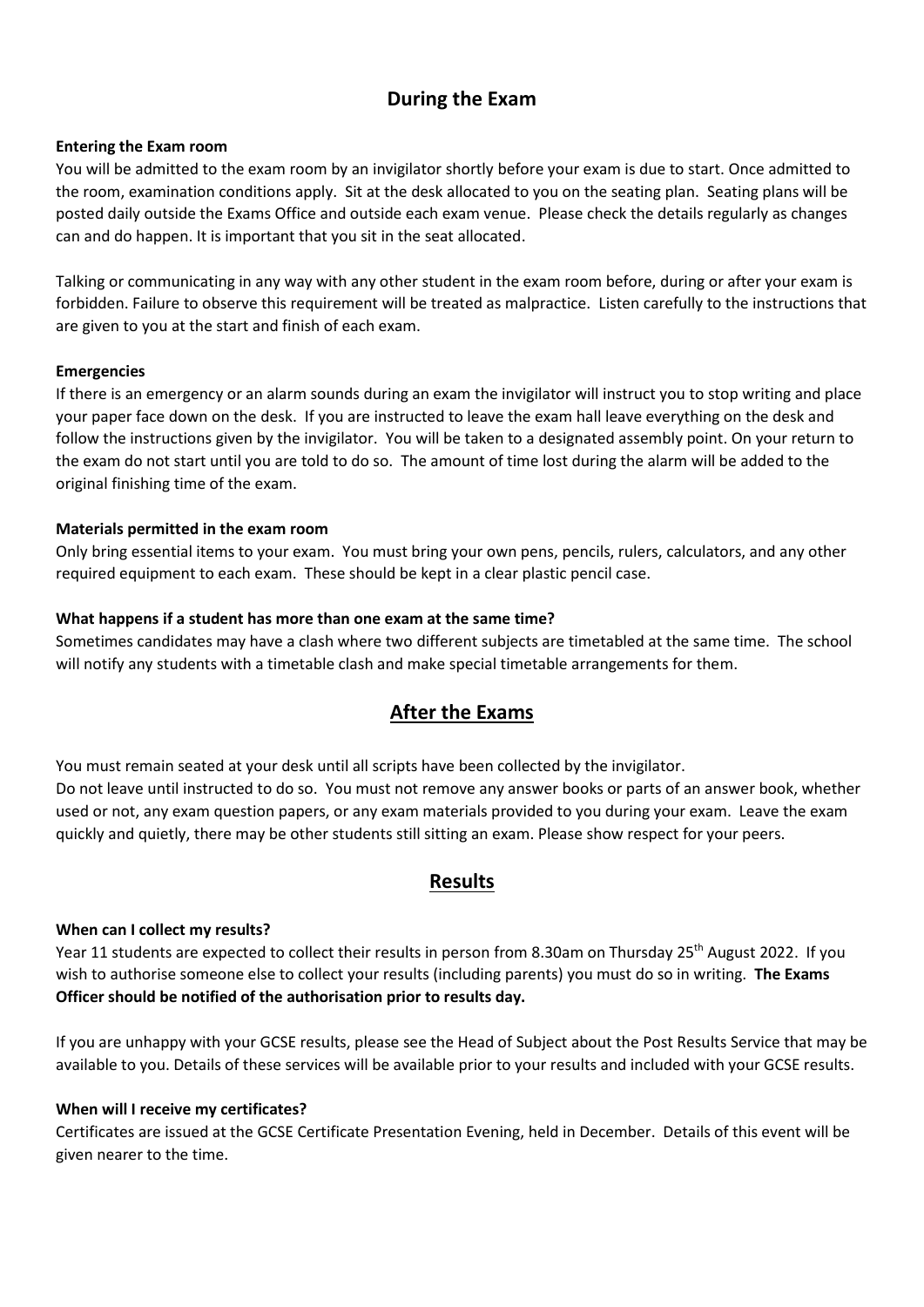## During the Exam

**Entering the Exam room**

You will be admitted to the exam room by an invigilator shortly before your exam is due to start. Once admitted to the room, examination conditions apply. Sit at the desk allocated to you on the seating plan. Seating plans will be posted daily outside the Exams Office and outside each exam venue. Please check the details regularly as changes can and do happen. It is important that you sit in the seat allocated.

Talking or communicating in any way with any other student in the exam room before, during or after your exam is forbidden. Failure to observe this requirement will be treated as malpractice. Listen carefully to the instructions that are given to you at the start and finish of each exam.

**Emergencies**

If there is an emergency or an alarm sounds during an exam the invigilator will instruct you to stop writing and place your paper face down on the desk. If you are instructed to leave the exam hall leave everything on the desk and follow the instructions given by the invigilator. You will be taken to a designated assembly point. On your return to the exam do not start until you are told to do so. The amount of time lost during the alarm will be added to the original finishing time of the exam.

**Materials permitted in the exam room**

Only bring essential items to your exam. You must bring your own pens, pencils, rulers, calculators, and any other required equipment to each exam. These should be kept in a clear plastic pencil case.

**What happens if a student has more than one exam at the same time?**

Sometimes candidates may have a clash where two different subjects are timetabled at the same time. The school will notify any students with a timetable clash and make special timetable arrangements for them.

## After the Exams

You must remain seated at your desk until all scripts have been collected by the invigilator.
Do not leave until instructed to do so. You must not remove any answer books or parts of an answer book, whether used or not, any exam question papers, or any exam materials provided to you during your exam. Leave the exam quickly and quietly, there may be other students still sitting an exam. Please show respect for your peers.

## Results

**When can I collect my results?**

Year 11 students are expected to collect their results in person from 8.30am on Thursday 25th August 2022. If you wish to authorise someone else to collect your results (including parents) you must do so in writing. **The Exams Officer should be notified of the authorisation prior to results day.**

If you are unhappy with your GCSE results, please see the Head of Subject about the Post Results Service that may be available to you. Details of these services will be available prior to your results and included with your GCSE results.

**When will I receive my certificates?**

Certificates are issued at the GCSE Certificate Presentation Evening, held in December. Details of this event will be given nearer to the time.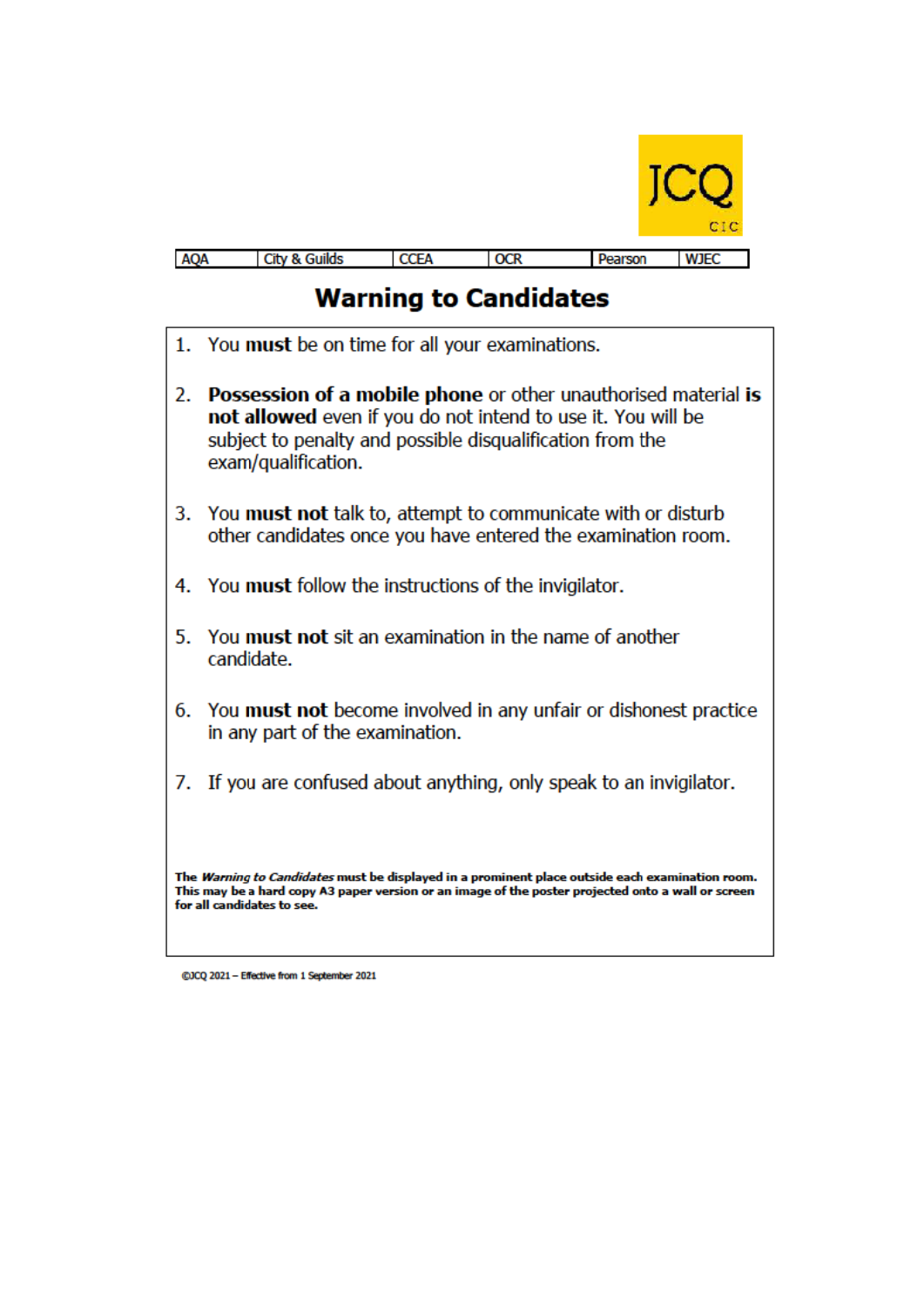JCQ CIC

| AQA | City & Guilds | CCEA | OCR | Pearson | WJEC |
|---|---|---|---|---|---|

# Warning to Candidates

1. You **must** be on time for all your examinations.

2. **Possession of a mobile phone** or other unauthorised material **is not allowed** even if you do not intend to use it. You will be subject to penalty and possible disqualification from the exam/qualification.

3. You **must not** talk to, attempt to communicate with or disturb other candidates once you have entered the examination room.

4. You **must** follow the instructions of the invigilator.

5. You **must not** sit an examination in the name of another candidate.

6. You **must not** become involved in any unfair or dishonest practice in any part of the examination.

7. If you are confused about anything, only speak to an invigilator.

**The *Warning to Candidates* must be displayed in a prominent place outside each examination room. This may be a hard copy A3 paper version or an image of the poster projected onto a wall or screen for all candidates to see.**

©JCQ 2021 – Effective from 1 September 2021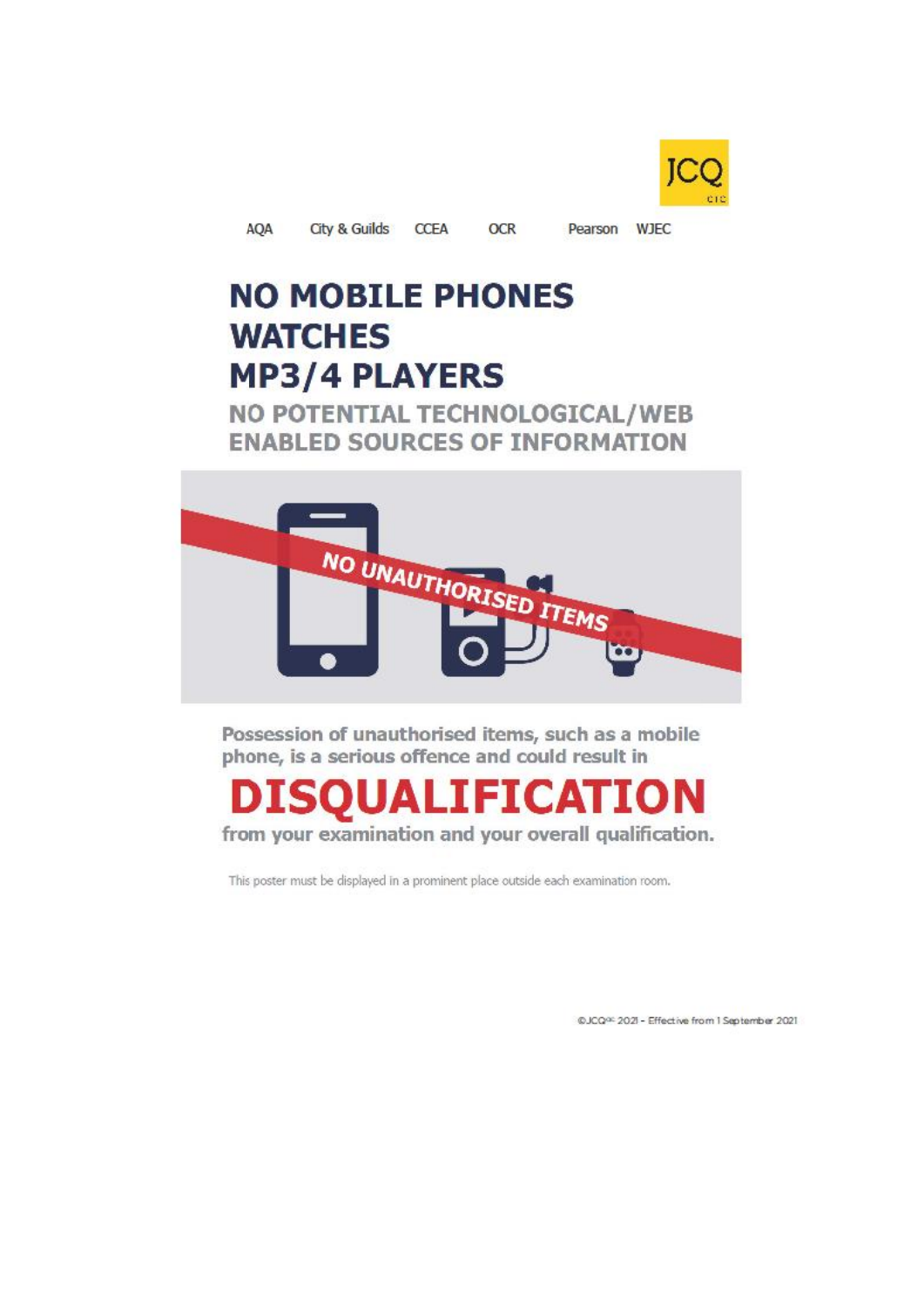JCQ CIC

AQA City & Guilds CCEA OCR Pearson WJEC

# NO MOBILE PHONES
# WATCHES
# MP3/4 PLAYERS

## NO POTENTIAL TECHNOLOGICAL/WEB ENABLED SOURCES OF INFORMATION

NO UNAUTHORISED ITEMS

**Possession of unauthorised items, such as a mobile phone, is a serious offence and could result in**

# DISQUALIFICATION

**from your examination and your overall qualification.**

This poster must be displayed in a prominent place outside each examination room.

©JCQ[CIC] 2021 - Effective from 1 September 2021